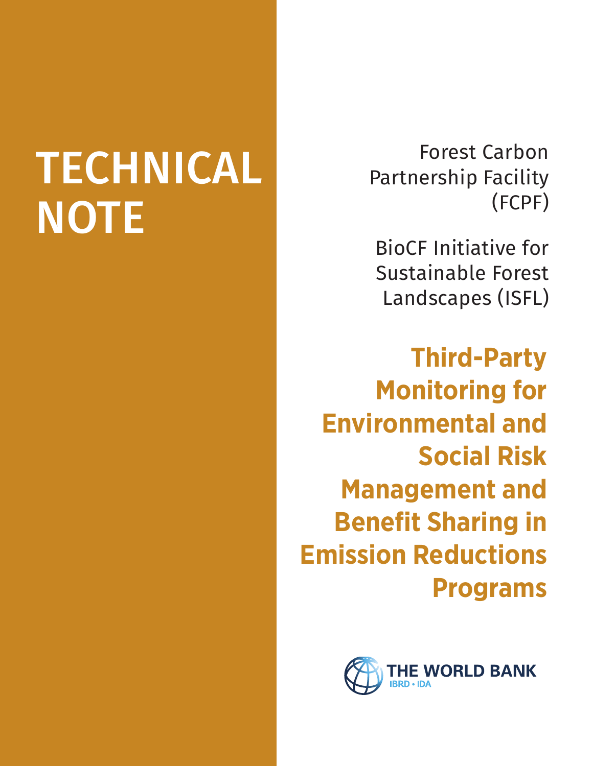# TECHNICAL NOTE

Forest Carbon Partnership Facility (FCPF)

BioCF Initiative for Sustainable Forest Landscapes (ISFL)

## Third-Party Monitoring for Environmental and Social Risk Management and Benefit Sharing in Emission Reductions Programs

THE WORLD BANK
IBRD • IDA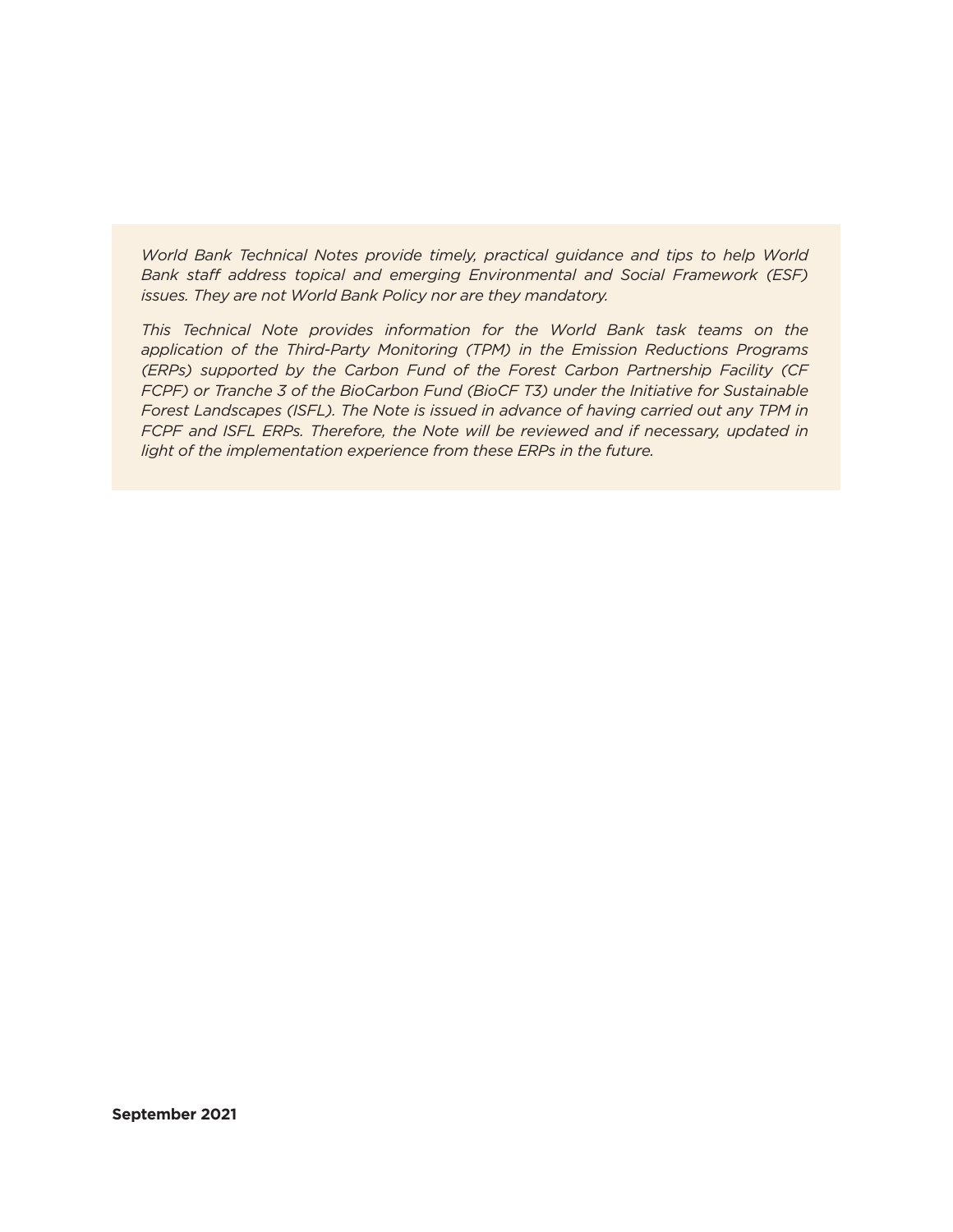*World Bank Technical Notes provide timely, practical guidance and tips to help World Bank staff address topical and emerging Environmental and Social Framework (ESF) issues. They are not World Bank Policy nor are they mandatory.*

*This Technical Note provides information for the World Bank task teams on the application of the Third-Party Monitoring (TPM) in the Emission Reductions Programs (ERPs) supported by the Carbon Fund of the Forest Carbon Partnership Facility (CF FCPF) or Tranche 3 of the BioCarbon Fund (BioCF T3) under the Initiative for Sustainable Forest Landscapes (ISFL). The Note is issued in advance of having carried out any TPM in FCPF and ISFL ERPs. Therefore, the Note will be reviewed and if necessary, updated in light of the implementation experience from these ERPs in the future.*

**September 2021**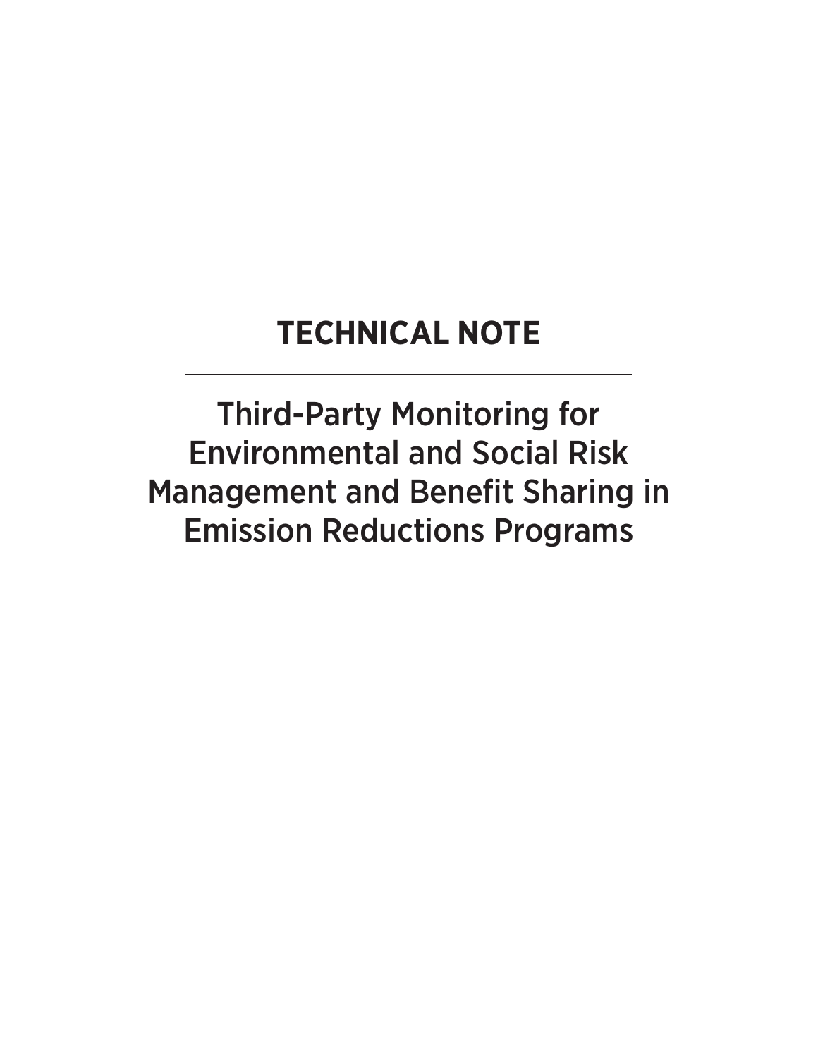# TECHNICAL NOTE

## Third-Party Monitoring for Environmental and Social Risk Management and Benefit Sharing in Emission Reductions Programs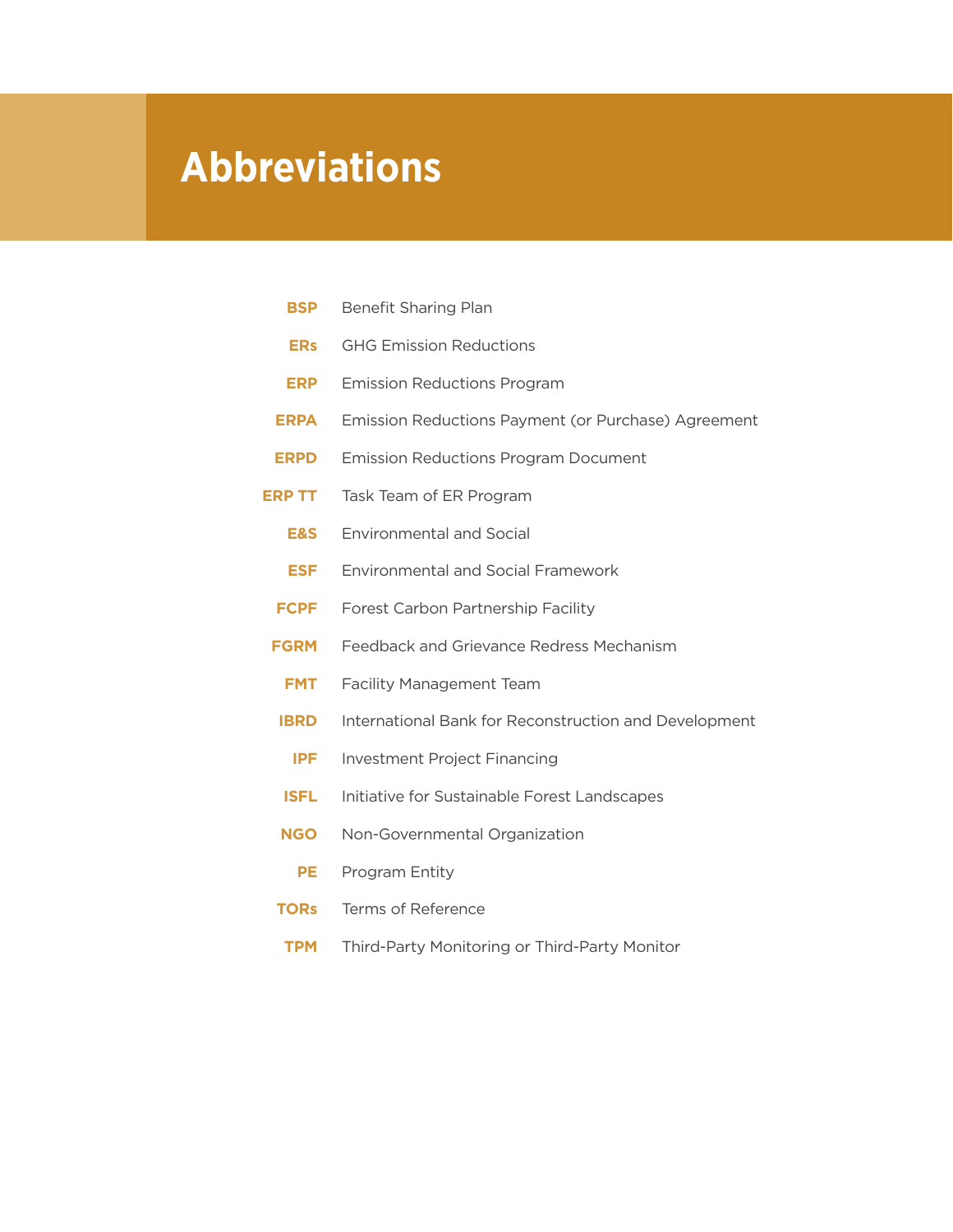# Abbreviations

| | |
|---|---|
| **BSP** | Benefit Sharing Plan |
| **ERs** | GHG Emission Reductions |
| **ERP** | Emission Reductions Program |
| **ERPA** | Emission Reductions Payment (or Purchase) Agreement |
| **ERPD** | Emission Reductions Program Document |
| **ERP TT** | Task Team of ER Program |
| **E&S** | Environmental and Social |
| **ESF** | Environmental and Social Framework |
| **FCPF** | Forest Carbon Partnership Facility |
| **FGRM** | Feedback and Grievance Redress Mechanism |
| **FMT** | Facility Management Team |
| **IBRD** | International Bank for Reconstruction and Development |
| **IPF** | Investment Project Financing |
| **ISFL** | Initiative for Sustainable Forest Landscapes |
| **NGO** | Non-Governmental Organization |
| **PE** | Program Entity |
| **TORs** | Terms of Reference |
| **TPM** | Third-Party Monitoring or Third-Party Monitor |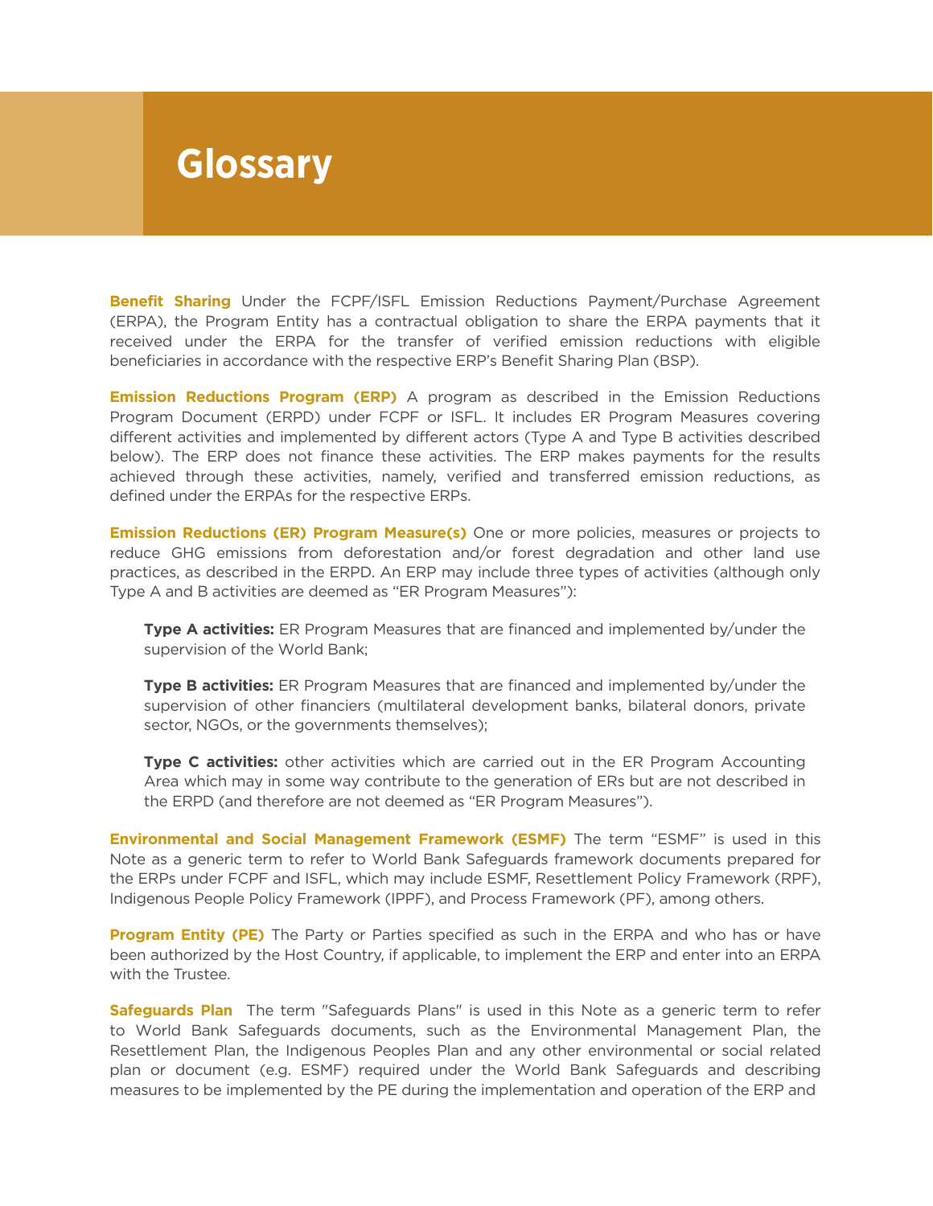# Glossary

**Benefit Sharing** Under the FCPF/ISFL Emission Reductions Payment/Purchase Agreement (ERPA), the Program Entity has a contractual obligation to share the ERPA payments that it received under the ERPA for the transfer of verified emission reductions with eligible beneficiaries in accordance with the respective ERP's Benefit Sharing Plan (BSP).

**Emission Reductions Program (ERP)** A program as described in the Emission Reductions Program Document (ERPD) under FCPF or ISFL. It includes ER Program Measures covering different activities and implemented by different actors (Type A and Type B activities described below). The ERP does not finance these activities. The ERP makes payments for the results achieved through these activities, namely, verified and transferred emission reductions, as defined under the ERPAs for the respective ERPs.

**Emission Reductions (ER) Program Measure(s)** One or more policies, measures or projects to reduce GHG emissions from deforestation and/or forest degradation and other land use practices, as described in the ERPD. An ERP may include three types of activities (although only Type A and B activities are deemed as "ER Program Measures"):

> **Type A activities:** ER Program Measures that are financed and implemented by/under the supervision of the World Bank;
>
> **Type B activities:** ER Program Measures that are financed and implemented by/under the supervision of other financiers (multilateral development banks, bilateral donors, private sector, NGOs, or the governments themselves);
>
> **Type C activities:** other activities which are carried out in the ER Program Accounting Area which may in some way contribute to the generation of ERs but are not described in the ERPD (and therefore are not deemed as "ER Program Measures").

**Environmental and Social Management Framework (ESMF)** The term "ESMF" is used in this Note as a generic term to refer to World Bank Safeguards framework documents prepared for the ERPs under FCPF and ISFL, which may include ESMF, Resettlement Policy Framework (RPF), Indigenous People Policy Framework (IPPF), and Process Framework (PF), among others.

**Program Entity (PE)** The Party or Parties specified as such in the ERPA and who has or have been authorized by the Host Country, if applicable, to implement the ERP and enter into an ERPA with the Trustee.

**Safeguards Plan** The term "Safeguards Plans" is used in this Note as a generic term to refer to World Bank Safeguards documents, such as the Environmental Management Plan, the Resettlement Plan, the Indigenous Peoples Plan and any other environmental or social related plan or document (e.g. ESMF) required under the World Bank Safeguards and describing measures to be implemented by the PE during the implementation and operation of the ERP and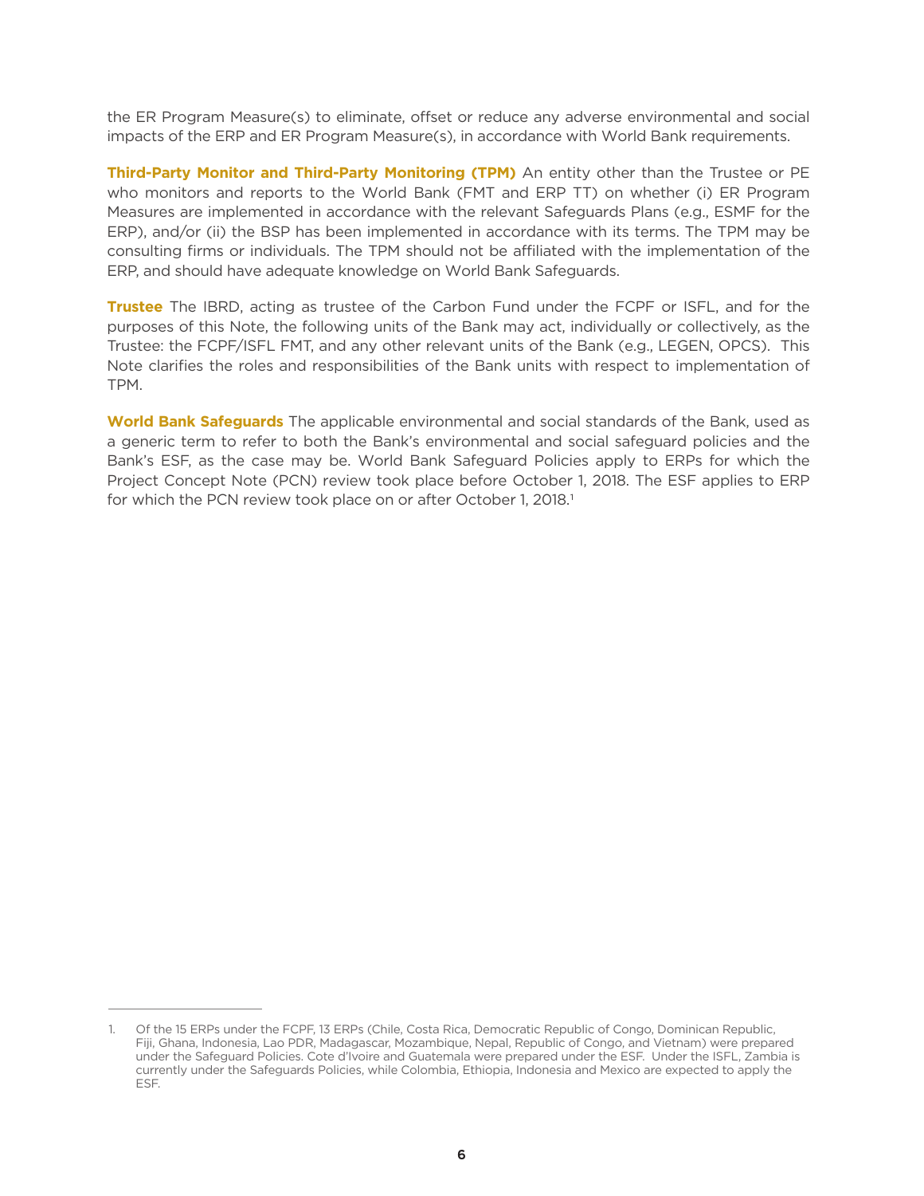the ER Program Measure(s) to eliminate, offset or reduce any adverse environmental and social impacts of the ERP and ER Program Measure(s), in accordance with World Bank requirements.

**Third-Party Monitor and Third-Party Monitoring (TPM)** An entity other than the Trustee or PE who monitors and reports to the World Bank (FMT and ERP TT) on whether (i) ER Program Measures are implemented in accordance with the relevant Safeguards Plans (e.g., ESMF for the ERP), and/or (ii) the BSP has been implemented in accordance with its terms. The TPM may be consulting firms or individuals. The TPM should not be affiliated with the implementation of the ERP, and should have adequate knowledge on World Bank Safeguards.

**Trustee** The IBRD, acting as trustee of the Carbon Fund under the FCPF or ISFL, and for the purposes of this Note, the following units of the Bank may act, individually or collectively, as the Trustee: the FCPF/ISFL FMT, and any other relevant units of the Bank (e.g., LEGEN, OPCS). This Note clarifies the roles and responsibilities of the Bank units with respect to implementation of TPM.

**World Bank Safeguards** The applicable environmental and social standards of the Bank, used as a generic term to refer to both the Bank's environmental and social safeguard policies and the Bank's ESF, as the case may be. World Bank Safeguard Policies apply to ERPs for which the Project Concept Note (PCN) review took place before October 1, 2018. The ESF applies to ERP for which the PCN review took place on or after October 1, 2018.[1]

1. Of the 15 ERPs under the FCPF, 13 ERPs (Chile, Costa Rica, Democratic Republic of Congo, Dominican Republic, Fiji, Ghana, Indonesia, Lao PDR, Madagascar, Mozambique, Nepal, Republic of Congo, and Vietnam) were prepared under the Safeguard Policies. Cote d'Ivoire and Guatemala were prepared under the ESF. Under the ISFL, Zambia is currently under the Safeguards Policies, while Colombia, Ethiopia, Indonesia and Mexico are expected to apply the ESF.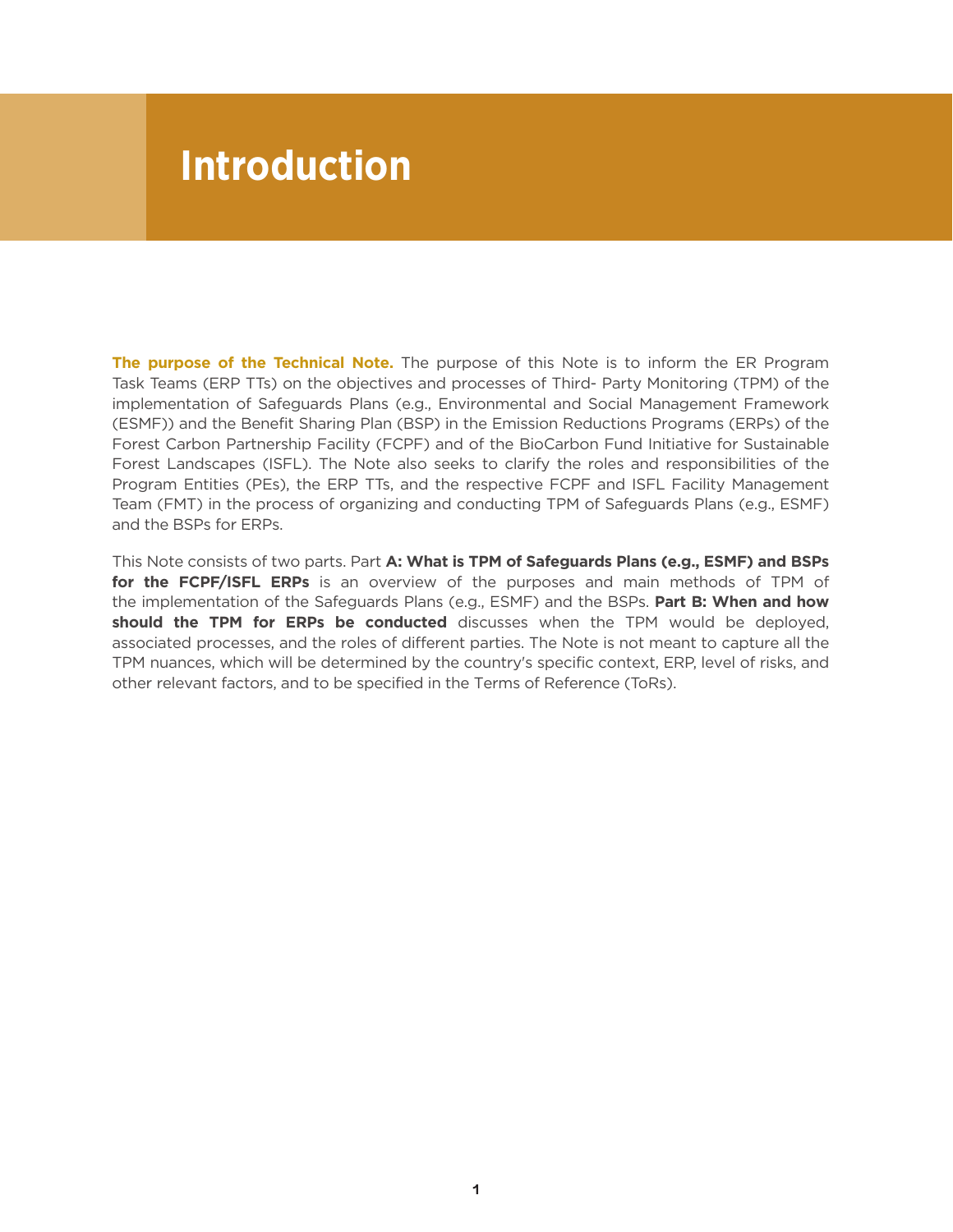# Introduction

**The purpose of the Technical Note.** The purpose of this Note is to inform the ER Program Task Teams (ERP TTs) on the objectives and processes of Third- Party Monitoring (TPM) of the implementation of Safeguards Plans (e.g., Environmental and Social Management Framework (ESMF)) and the Benefit Sharing Plan (BSP) in the Emission Reductions Programs (ERPs) of the Forest Carbon Partnership Facility (FCPF) and of the BioCarbon Fund Initiative for Sustainable Forest Landscapes (ISFL). The Note also seeks to clarify the roles and responsibilities of the Program Entities (PEs), the ERP TTs, and the respective FCPF and ISFL Facility Management Team (FMT) in the process of organizing and conducting TPM of Safeguards Plans (e.g., ESMF) and the BSPs for ERPs.

This Note consists of two parts. Part **A: What is TPM of Safeguards Plans (e.g., ESMF) and BSPs for the FCPF/ISFL ERPs** is an overview of the purposes and main methods of TPM of the implementation of the Safeguards Plans (e.g., ESMF) and the BSPs. **Part B: When and how should the TPM for ERPs be conducted** discusses when the TPM would be deployed, associated processes, and the roles of different parties. The Note is not meant to capture all the TPM nuances, which will be determined by the country's specific context, ERP, level of risks, and other relevant factors, and to be specified in the Terms of Reference (ToRs).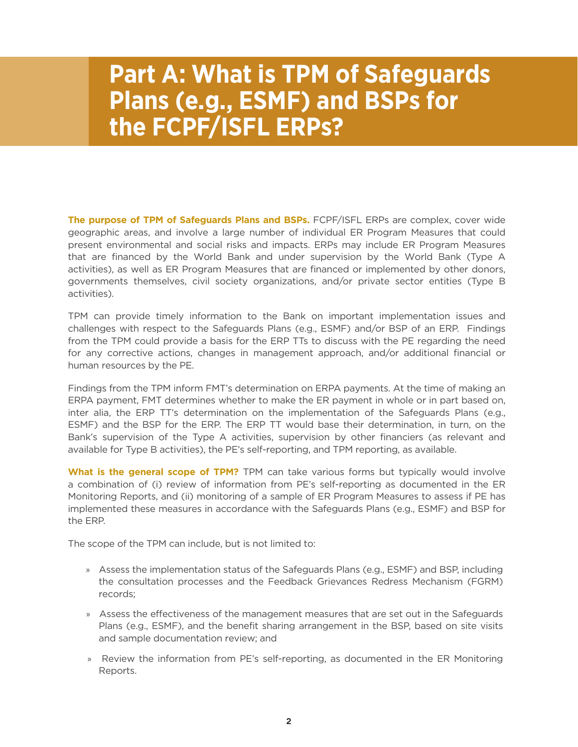# Part A: What is TPM of Safeguards Plans (e.g., ESMF) and BSPs for the FCPF/ISFL ERPs?

**The purpose of TPM of Safeguards Plans and BSPs.** FCPF/ISFL ERPs are complex, cover wide geographic areas, and involve a large number of individual ER Program Measures that could present environmental and social risks and impacts. ERPs may include ER Program Measures that are financed by the World Bank and under supervision by the World Bank (Type A activities), as well as ER Program Measures that are financed or implemented by other donors, governments themselves, civil society organizations, and/or private sector entities (Type B activities).

TPM can provide timely information to the Bank on important implementation issues and challenges with respect to the Safeguards Plans (e.g., ESMF) and/or BSP of an ERP. Findings from the TPM could provide a basis for the ERP TTs to discuss with the PE regarding the need for any corrective actions, changes in management approach, and/or additional financial or human resources by the PE.

Findings from the TPM inform FMT's determination on ERPA payments. At the time of making an ERPA payment, FMT determines whether to make the ER payment in whole or in part based on, inter alia, the ERP TT's determination on the implementation of the Safeguards Plans (e.g., ESMF) and the BSP for the ERP. The ERP TT would base their determination, in turn, on the Bank's supervision of the Type A activities, supervision by other financiers (as relevant and available for Type B activities), the PE's self-reporting, and TPM reporting, as available.

**What is the general scope of TPM?** TPM can take various forms but typically would involve a combination of (i) review of information from PE's self-reporting as documented in the ER Monitoring Reports, and (ii) monitoring of a sample of ER Program Measures to assess if PE has implemented these measures in accordance with the Safeguards Plans (e.g., ESMF) and BSP for the ERP.

The scope of the TPM can include, but is not limited to:

- Assess the implementation status of the Safeguards Plans (e.g., ESMF) and BSP, including the consultation processes and the Feedback Grievances Redress Mechanism (FGRM) records;
- Assess the effectiveness of the management measures that are set out in the Safeguards Plans (e.g., ESMF), and the benefit sharing arrangement in the BSP, based on site visits and sample documentation review; and
- Review the information from PE's self-reporting, as documented in the ER Monitoring Reports.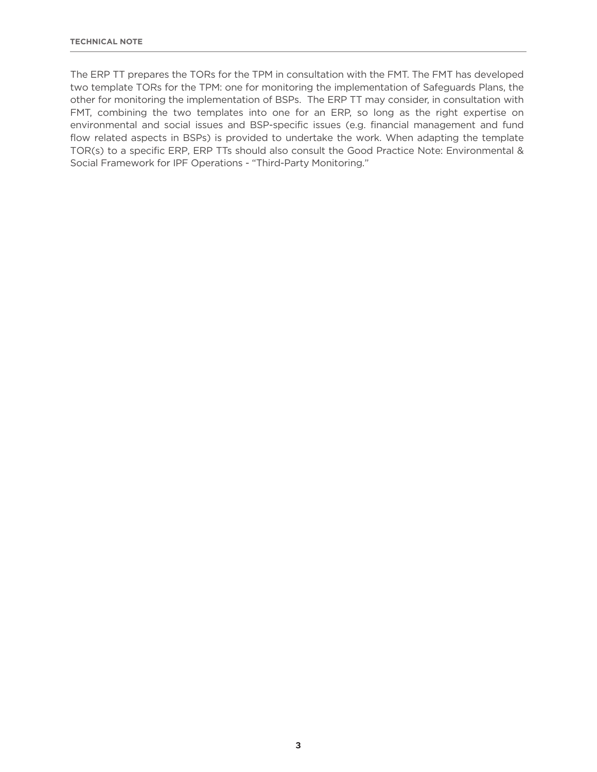The ERP TT prepares the TORs for the TPM in consultation with the FMT. The FMT has developed two template TORs for the TPM: one for monitoring the implementation of Safeguards Plans, the other for monitoring the implementation of BSPs. The ERP TT may consider, in consultation with FMT, combining the two templates into one for an ERP, so long as the right expertise on environmental and social issues and BSP-specific issues (e.g. financial management and fund flow related aspects in BSPs) is provided to undertake the work. When adapting the template TOR(s) to a specific ERP, ERP TTs should also consult the Good Practice Note: Environmental & Social Framework for IPF Operations - "Third-Party Monitoring."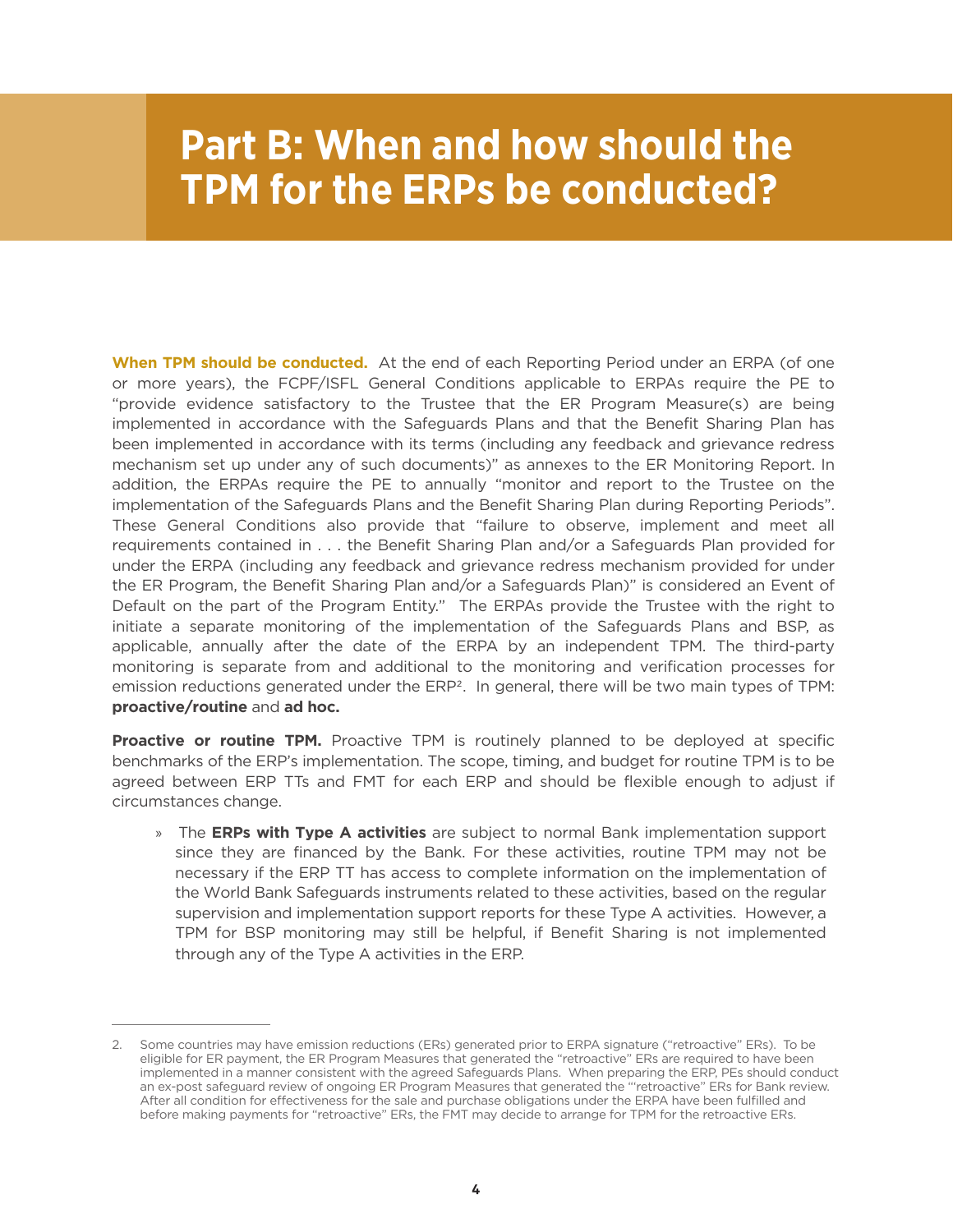# Part B: When and how should the TPM for the ERPs be conducted?

**When TPM should be conducted.** At the end of each Reporting Period under an ERPA (of one or more years), the FCPF/ISFL General Conditions applicable to ERPAs require the PE to "provide evidence satisfactory to the Trustee that the ER Program Measure(s) are being implemented in accordance with the Safeguards Plans and that the Benefit Sharing Plan has been implemented in accordance with its terms (including any feedback and grievance redress mechanism set up under any of such documents)" as annexes to the ER Monitoring Report. In addition, the ERPAs require the PE to annually "monitor and report to the Trustee on the implementation of the Safeguards Plans and the Benefit Sharing Plan during Reporting Periods". These General Conditions also provide that "failure to observe, implement and meet all requirements contained in . . . the Benefit Sharing Plan and/or a Safeguards Plan provided for under the ERPA (including any feedback and grievance redress mechanism provided for under the ER Program, the Benefit Sharing Plan and/or a Safeguards Plan)" is considered an Event of Default on the part of the Program Entity." The ERPAs provide the Trustee with the right to initiate a separate monitoring of the implementation of the Safeguards Plans and BSP, as applicable, annually after the date of the ERPA by an independent TPM. The third-party monitoring is separate from and additional to the monitoring and verification processes for emission reductions generated under the ERP[2]. In general, there will be two main types of TPM: **proactive/routine** and **ad hoc.**

**Proactive or routine TPM.** Proactive TPM is routinely planned to be deployed at specific benchmarks of the ERP's implementation. The scope, timing, and budget for routine TPM is to be agreed between ERP TTs and FMT for each ERP and should be flexible enough to adjust if circumstances change.

- The **ERPs with Type A activities** are subject to normal Bank implementation support since they are financed by the Bank. For these activities, routine TPM may not be necessary if the ERP TT has access to complete information on the implementation of the World Bank Safeguards instruments related to these activities, based on the regular supervision and implementation support reports for these Type A activities. However, a TPM for BSP monitoring may still be helpful, if Benefit Sharing is not implemented through any of the Type A activities in the ERP.

---

2. Some countries may have emission reductions (ERs) generated prior to ERPA signature ("retroactive" ERs). To be eligible for ER payment, the ER Program Measures that generated the "retroactive" ERs are required to have been implemented in a manner consistent with the agreed Safeguards Plans. When preparing the ERP, PEs should conduct an ex-post safeguard review of ongoing ER Program Measures that generated the "'retroactive" ERs for Bank review. After all condition for effectiveness for the sale and purchase obligations under the ERPA have been fulfilled and before making payments for "retroactive" ERs, the FMT may decide to arrange for TPM for the retroactive ERs.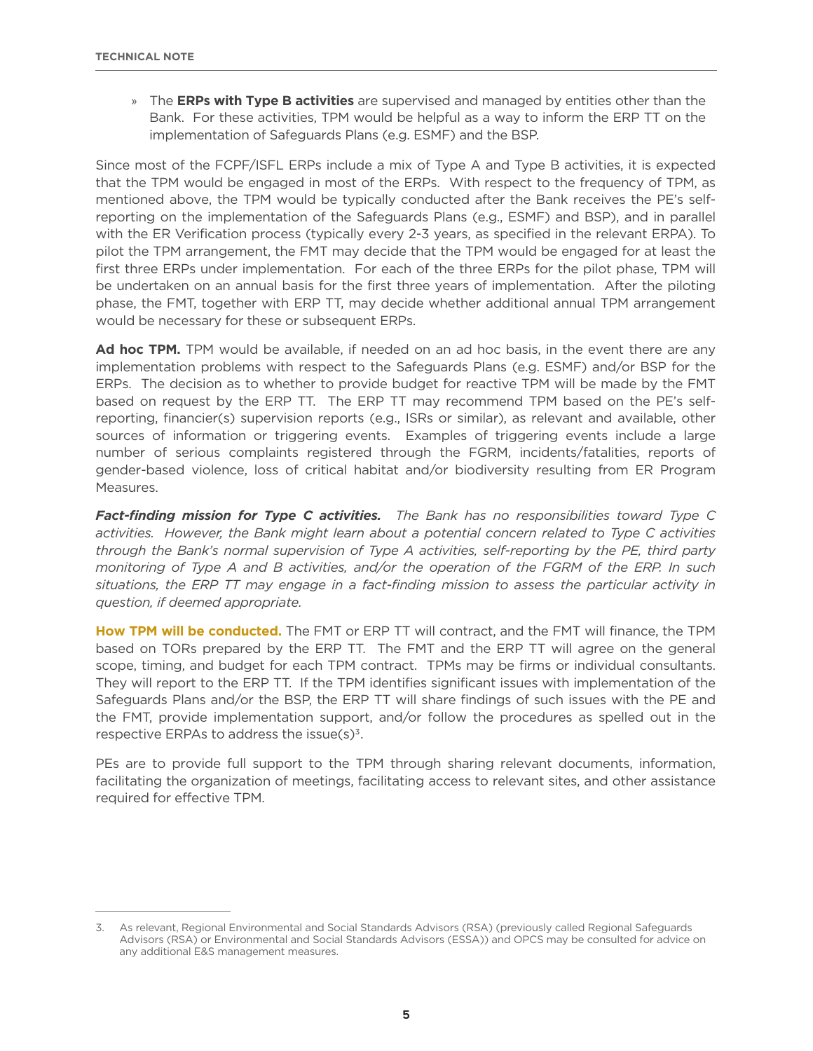- The **ERPs with Type B activities** are supervised and managed by entities other than the Bank. For these activities, TPM would be helpful as a way to inform the ERP TT on the implementation of Safeguards Plans (e.g. ESMF) and the BSP.

Since most of the FCPF/ISFL ERPs include a mix of Type A and Type B activities, it is expected that the TPM would be engaged in most of the ERPs. With respect to the frequency of TPM, as mentioned above, the TPM would be typically conducted after the Bank receives the PE's self-reporting on the implementation of the Safeguards Plans (e.g., ESMF) and BSP), and in parallel with the ER Verification process (typically every 2-3 years, as specified in the relevant ERPA). To pilot the TPM arrangement, the FMT may decide that the TPM would be engaged for at least the first three ERPs under implementation. For each of the three ERPs for the pilot phase, TPM will be undertaken on an annual basis for the first three years of implementation. After the piloting phase, the FMT, together with ERP TT, may decide whether additional annual TPM arrangement would be necessary for these or subsequent ERPs.

**Ad hoc TPM.** TPM would be available, if needed on an ad hoc basis, in the event there are any implementation problems with respect to the Safeguards Plans (e.g. ESMF) and/or BSP for the ERPs. The decision as to whether to provide budget for reactive TPM will be made by the FMT based on request by the ERP TT. The ERP TT may recommend TPM based on the PE's self-reporting, financier(s) supervision reports (e.g., ISRs or similar), as relevant and available, other sources of information or triggering events. Examples of triggering events include a large number of serious complaints registered through the FGRM, incidents/fatalities, reports of gender-based violence, loss of critical habitat and/or biodiversity resulting from ER Program Measures.

***Fact-finding mission for Type C activities.*** *The Bank has no responsibilities toward Type C activities. However, the Bank might learn about a potential concern related to Type C activities through the Bank's normal supervision of Type A activities, self-reporting by the PE, third party monitoring of Type A and B activities, and/or the operation of the FGRM of the ERP. In such situations, the ERP TT may engage in a fact-finding mission to assess the particular activity in question, if deemed appropriate.*

**How TPM will be conducted.** The FMT or ERP TT will contract, and the FMT will finance, the TPM based on TORs prepared by the ERP TT. The FMT and the ERP TT will agree on the general scope, timing, and budget for each TPM contract. TPMs may be firms or individual consultants. They will report to the ERP TT. If the TPM identifies significant issues with implementation of the Safeguards Plans and/or the BSP, the ERP TT will share findings of such issues with the PE and the FMT, provide implementation support, and/or follow the procedures as spelled out in the respective ERPAs to address the issue(s)[3].

PEs are to provide full support to the TPM through sharing relevant documents, information, facilitating the organization of meetings, facilitating access to relevant sites, and other assistance required for effective TPM.

---

3. As relevant, Regional Environmental and Social Standards Advisors (RSA) (previously called Regional Safeguards Advisors (RSA) or Environmental and Social Standards Advisors (ESSA)) and OPCS may be consulted for advice on any additional E&S management measures.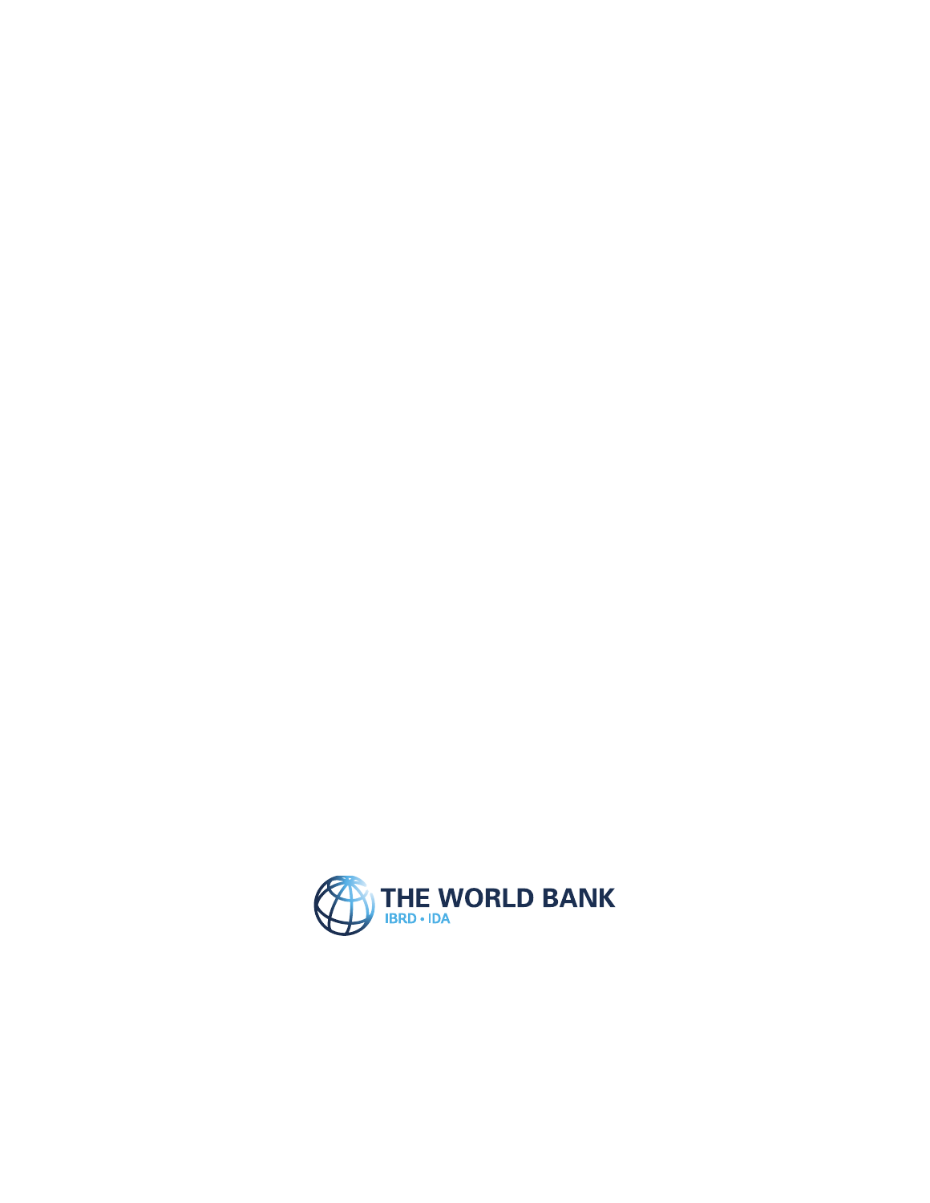THE WORLD BANK

IBRD • IDA